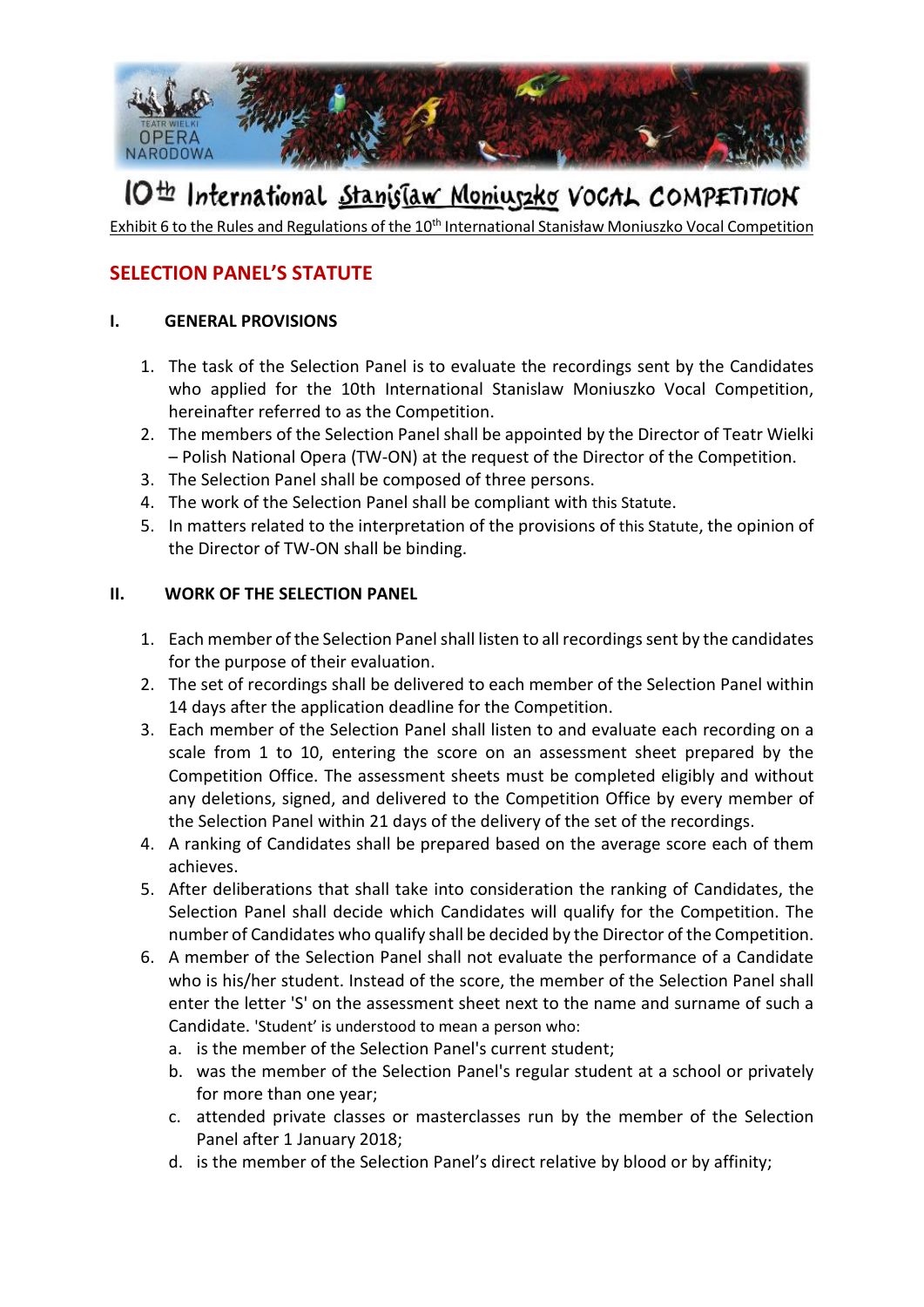# 10th International Stanisław Moniuszko VOCAL COMPETITION

Exhibit 6 to the Rules and Regulations of the 10th International Stanisław Moniuszko Vocal Competition

## SELECTION PANEL'S STATUTE

### I. GENERAL PROVISIONS

1. The task of the Selection Panel is to evaluate the recordings sent by the Candidates who applied for the 10th International Stanislaw Moniuszko Vocal Competition, hereinafter referred to as the Competition.
2. The members of the Selection Panel shall be appointed by the Director of Teatr Wielki – Polish National Opera (TW-ON) at the request of the Director of the Competition.
3. The Selection Panel shall be composed of three persons.
4. The work of the Selection Panel shall be compliant with this Statute.
5. In matters related to the interpretation of the provisions of this Statute, the opinion of the Director of TW-ON shall be binding.

### II. WORK OF THE SELECTION PANEL

1. Each member of the Selection Panel shall listen to all recordings sent by the candidates for the purpose of their evaluation.
2. The set of recordings shall be delivered to each member of the Selection Panel within 14 days after the application deadline for the Competition.
3. Each member of the Selection Panel shall listen to and evaluate each recording on a scale from 1 to 10, entering the score on an assessment sheet prepared by the Competition Office. The assessment sheets must be completed eligibly and without any deletions, signed, and delivered to the Competition Office by every member of the Selection Panel within 21 days of the delivery of the set of the recordings.
4. A ranking of Candidates shall be prepared based on the average score each of them achieves.
5. After deliberations that shall take into consideration the ranking of Candidates, the Selection Panel shall decide which Candidates will qualify for the Competition. The number of Candidates who qualify shall be decided by the Director of the Competition.
6. A member of the Selection Panel shall not evaluate the performance of a Candidate who is his/her student. Instead of the score, the member of the Selection Panel shall enter the letter 'S' on the assessment sheet next to the name and surname of such a Candidate. 'Student' is understood to mean a person who:
   a. is the member of the Selection Panel's current student;
   b. was the member of the Selection Panel's regular student at a school or privately for more than one year;
   c. attended private classes or masterclasses run by the member of the Selection Panel after 1 January 2018;
   d. is the member of the Selection Panel's direct relative by blood or by affinity;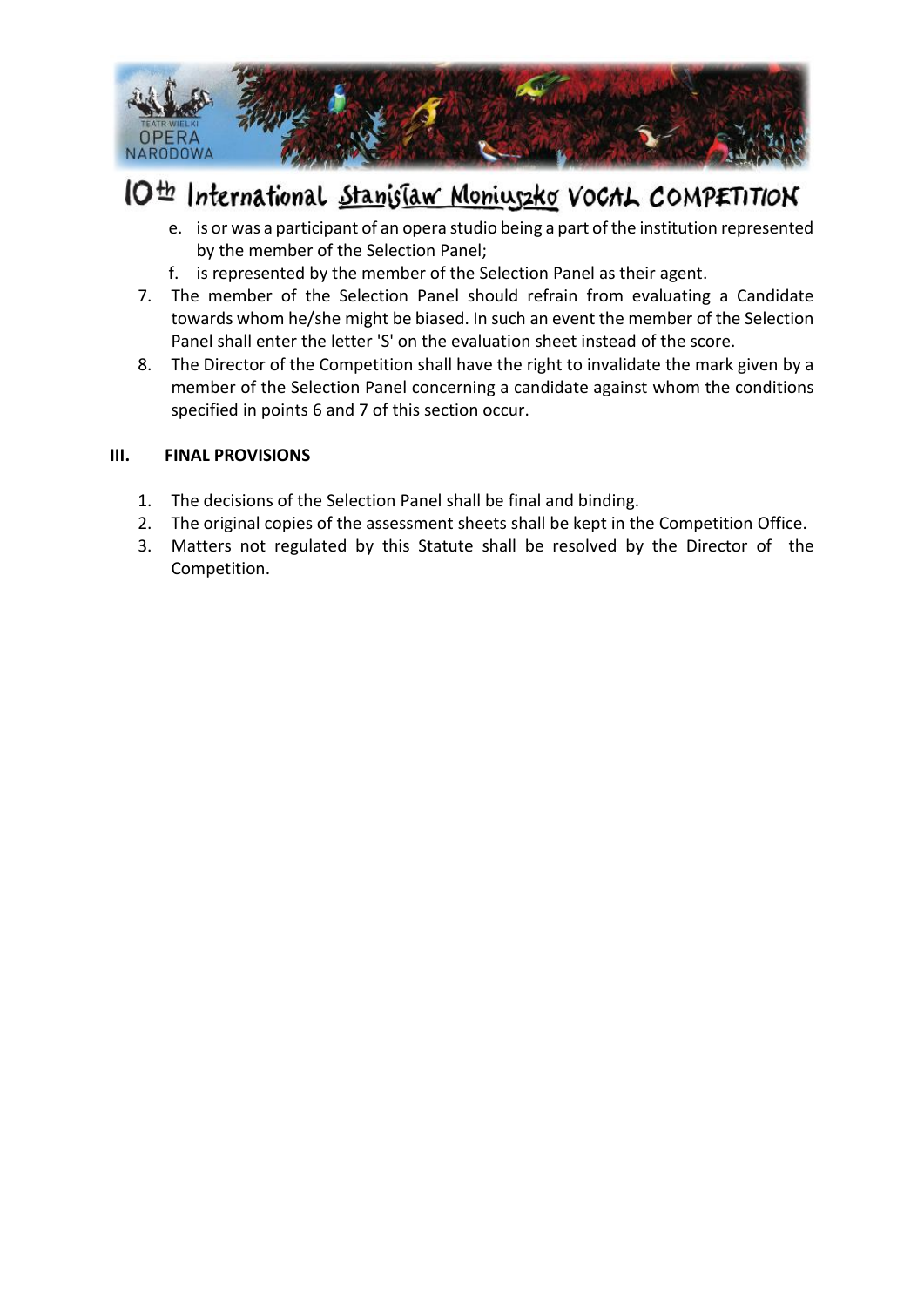e. is or was a participant of an opera studio being a part of the institution represented by the member of the Selection Panel;
f. is represented by the member of the Selection Panel as their agent.

7. The member of the Selection Panel should refrain from evaluating a Candidate towards whom he/she might be biased. In such an event the member of the Selection Panel shall enter the letter 'S' on the evaluation sheet instead of the score.
8. The Director of the Competition shall have the right to invalidate the mark given by a member of the Selection Panel concerning a candidate against whom the conditions specified in points 6 and 7 of this section occur.

## III. FINAL PROVISIONS

1. The decisions of the Selection Panel shall be final and binding.
2. The original copies of the assessment sheets shall be kept in the Competition Office.
3. Matters not regulated by this Statute shall be resolved by the Director of the Competition.